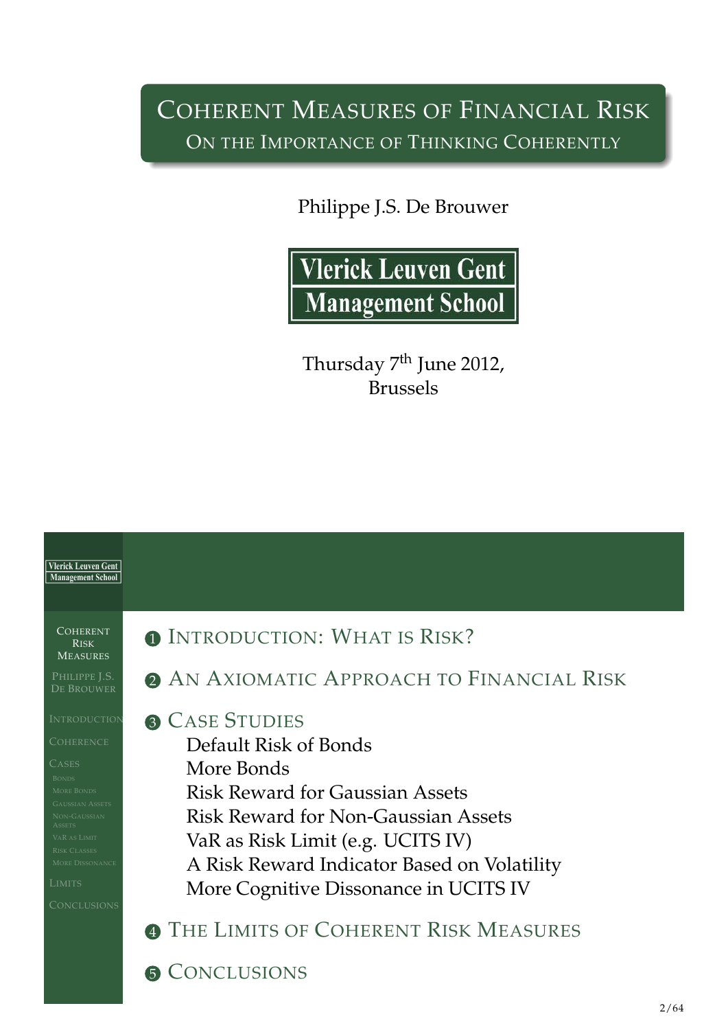# Coherent Measures of Financial Risk

## On the Importance of Thinking Coherently

Philippe J.S. De Brouwer

Vlerick Leuven Gent Management School

Thursday 7th June 2012,
Brussels

---

1. Introduction: What is Risk?
2. An Axiomatic Approach to Financial Risk
3. Case Studies
   - Default Risk of Bonds
   - More Bonds
   - Risk Reward for Gaussian Assets
   - Risk Reward for Non-Gaussian Assets
   - VaR as Risk Limit (e.g. UCITS IV)
   - A Risk Reward Indicator Based on Volatility
   - More Cognitive Dissonance in UCITS IV
4. The Limits of Coherent Risk Measures
5. Conclusions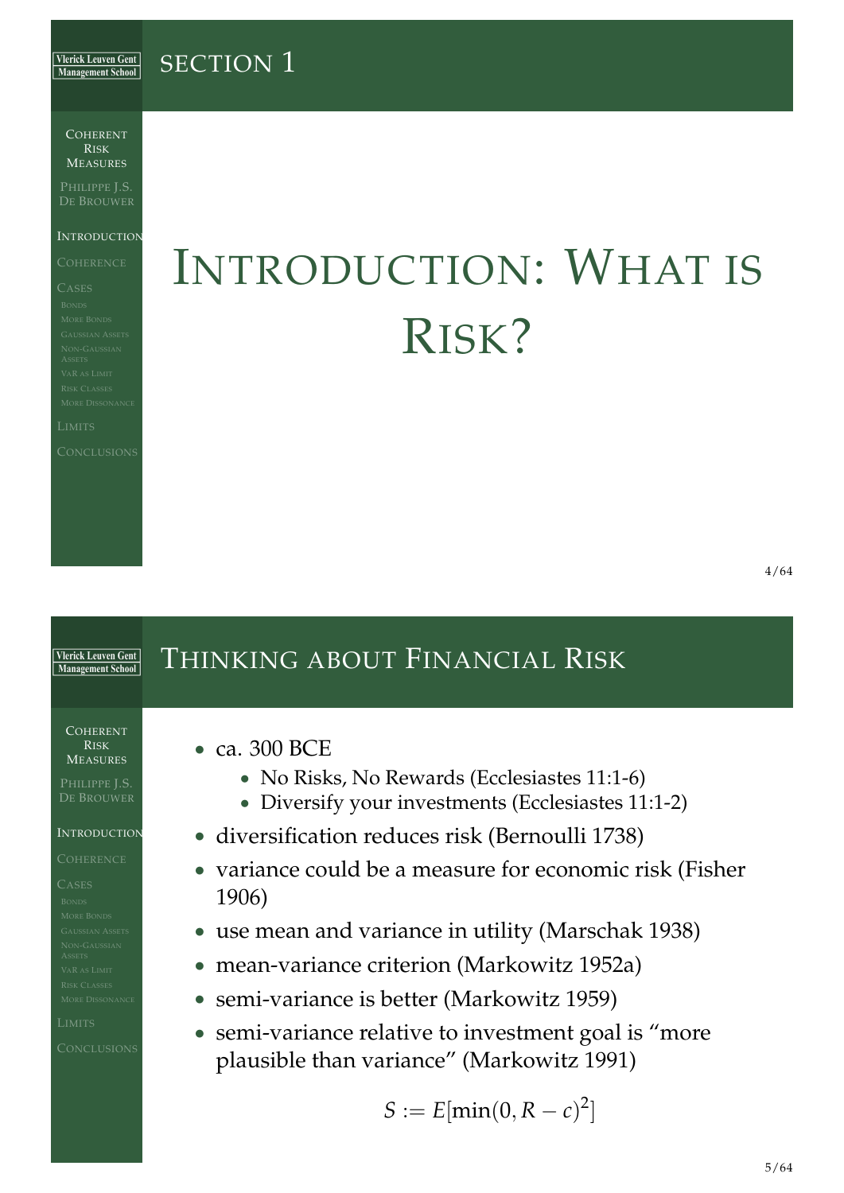# Section 1

# Introduction: What is Risk?

## Thinking about Financial Risk

- ca. 300 BCE
  - No Risks, No Rewards (Ecclesiastes 11:1-6)
  - Diversify your investments (Ecclesiastes 11:1-2)
- diversification reduces risk (Bernoulli 1738)
- variance could be a measure for economic risk (Fisher 1906)
- use mean and variance in utility (Marschak 1938)
- mean-variance criterion (Markowitz 1952a)
- semi-variance is better (Markowitz 1959)
- semi-variance relative to investment goal is “more plausible than variance” (Markowitz 1991)

$$S := E[\min(0, R - c)^2]$$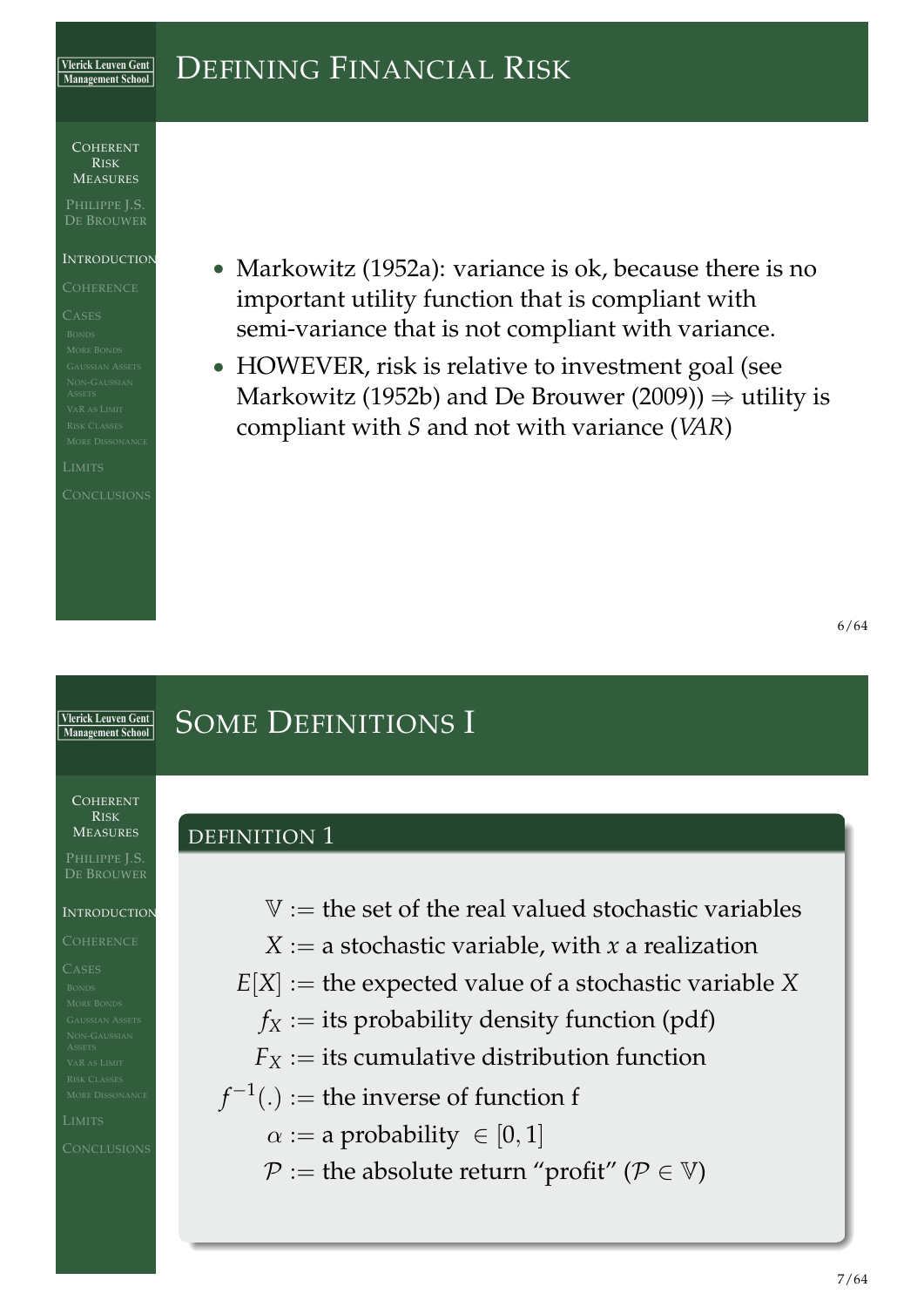## Defining Financial Risk

- Markowitz (1952a): variance is ok, because there is no important utility function that is compliant with semi-variance that is not compliant with variance.
- HOWEVER, risk is relative to investment goal (see Markowitz (1952b) and De Brouwer (2009)) $\Rightarrow$ utility is compliant with $S$ and not with variance ($VAR$)

## Some Definitions I

**Definition 1**

$$
\begin{aligned}
\mathbb{V} &:= \text{the set of the real valued stochastic variables} \\
X &:= \text{a stochastic variable, with } x \text{ a realization} \\
E[X] &:= \text{the expected value of a stochastic variable } X \\
f_X &:= \text{its probability density function (pdf)} \\
F_X &:= \text{its cumulative distribution function} \\
f^{-1}(.) &:= \text{the inverse of function f} \\
\alpha &:= \text{a probability } \in [0, 1] \\
\mathcal{P} &:= \text{the absolute return “profit” } (\mathcal{P} \in \mathbb{V})
\end{aligned}
$$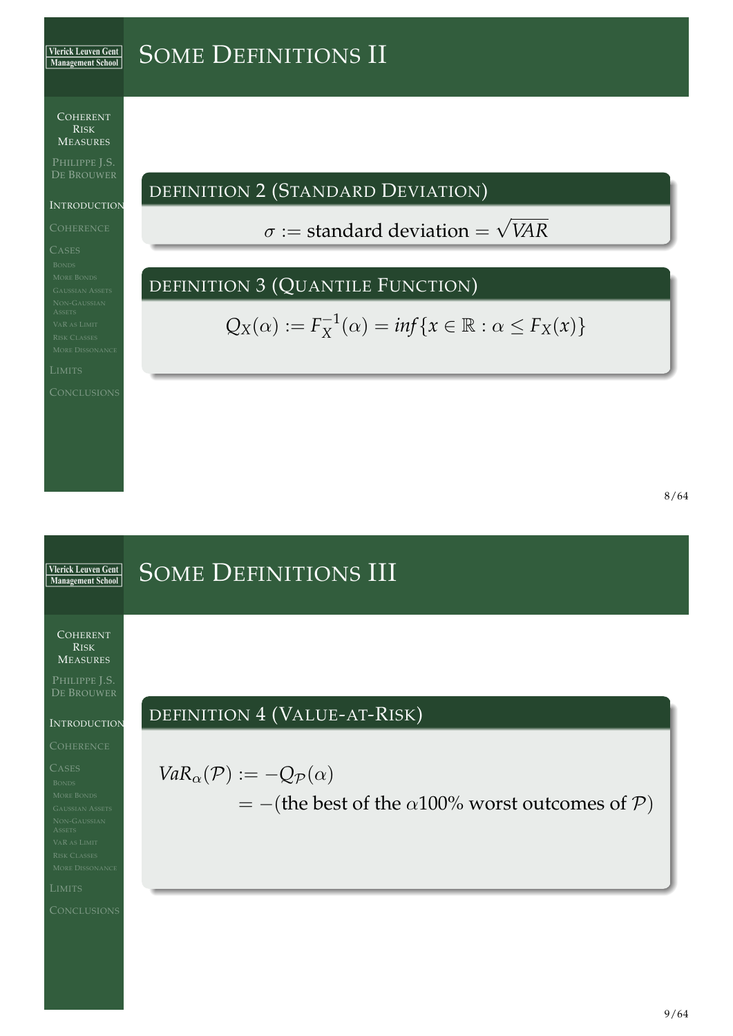# Some Definitions II

**Definition 2 (Standard Deviation)**

$$\sigma := \text{standard deviation} = \sqrt{VAR}$$

**Definition 3 (Quantile Function)**

$$Q_X(\alpha) := F_X^{-1}(\alpha) = inf\{x \in \mathbb{R} : \alpha \leq F_X(x)\}$$

# Some Definitions III

**Definition 4 (Value-at-Risk)**

$$\begin{aligned} VaR_{\alpha}(\mathcal{P}) &:= -Q_{\mathcal{P}}(\alpha) \\ &= -(\text{the best of the } \alpha 100\% \text{ worst outcomes of } \mathcal{P}) \end{aligned}$$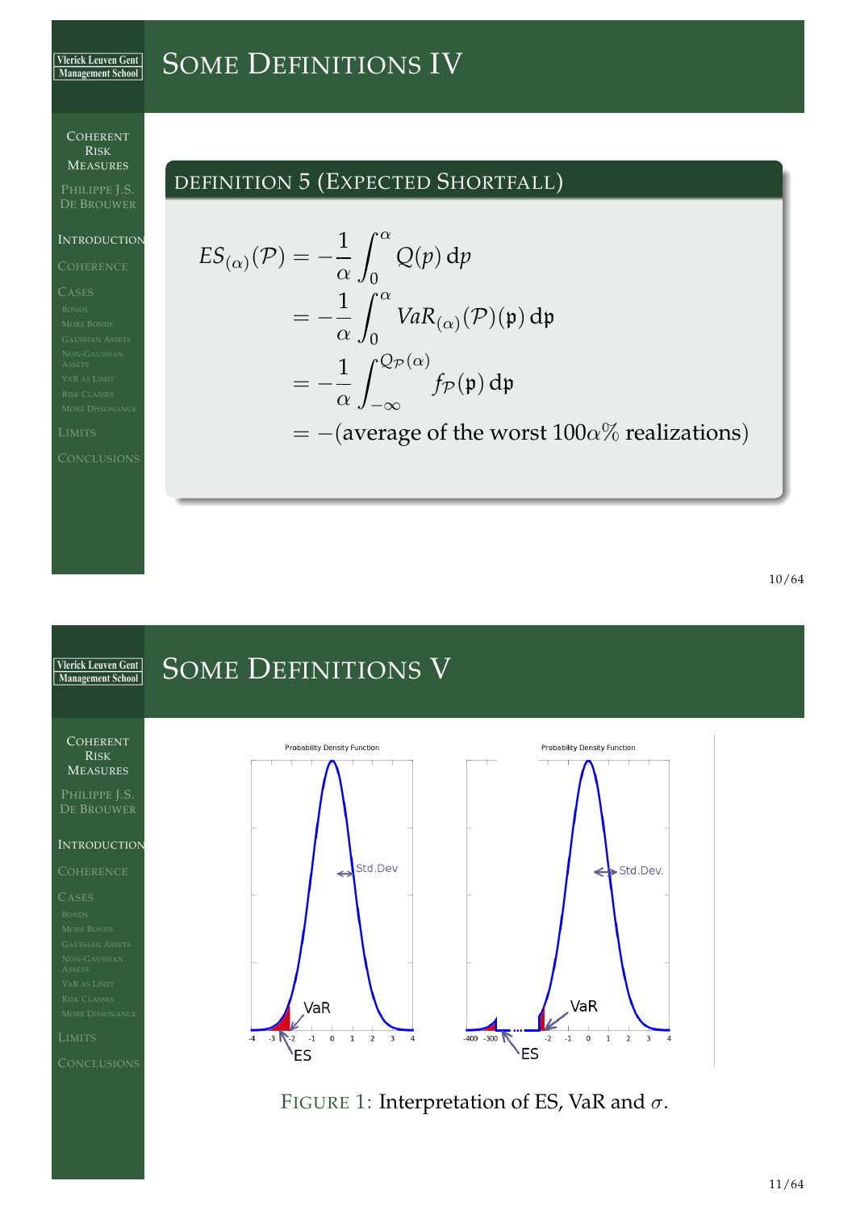## Some Definitions IV

### Definition 5 (Expected Shortfall)

$$
\begin{aligned}
ES_{(\alpha)}(\mathcal{P}) &= -\frac{1}{\alpha}\int_0^{\alpha} Q(p)\,\mathrm{d}p \\
&= -\frac{1}{\alpha}\int_0^{\alpha} VaR_{(\alpha)}(\mathcal{P})(\mathfrak{p})\,\mathrm{d}\mathfrak{p} \\
&= -\frac{1}{\alpha}\int_{-\infty}^{Q_{\mathcal{P}}(\alpha)} f_{\mathcal{P}}(\mathfrak{p})\,\mathrm{d}\mathfrak{p} \\
&= -(\text{average of the worst } 100\alpha\% \text{ realizations})
\end{aligned}
$$

## Some Definitions V

FIGURE 1: Interpretation of ES, VaR and $\sigma$.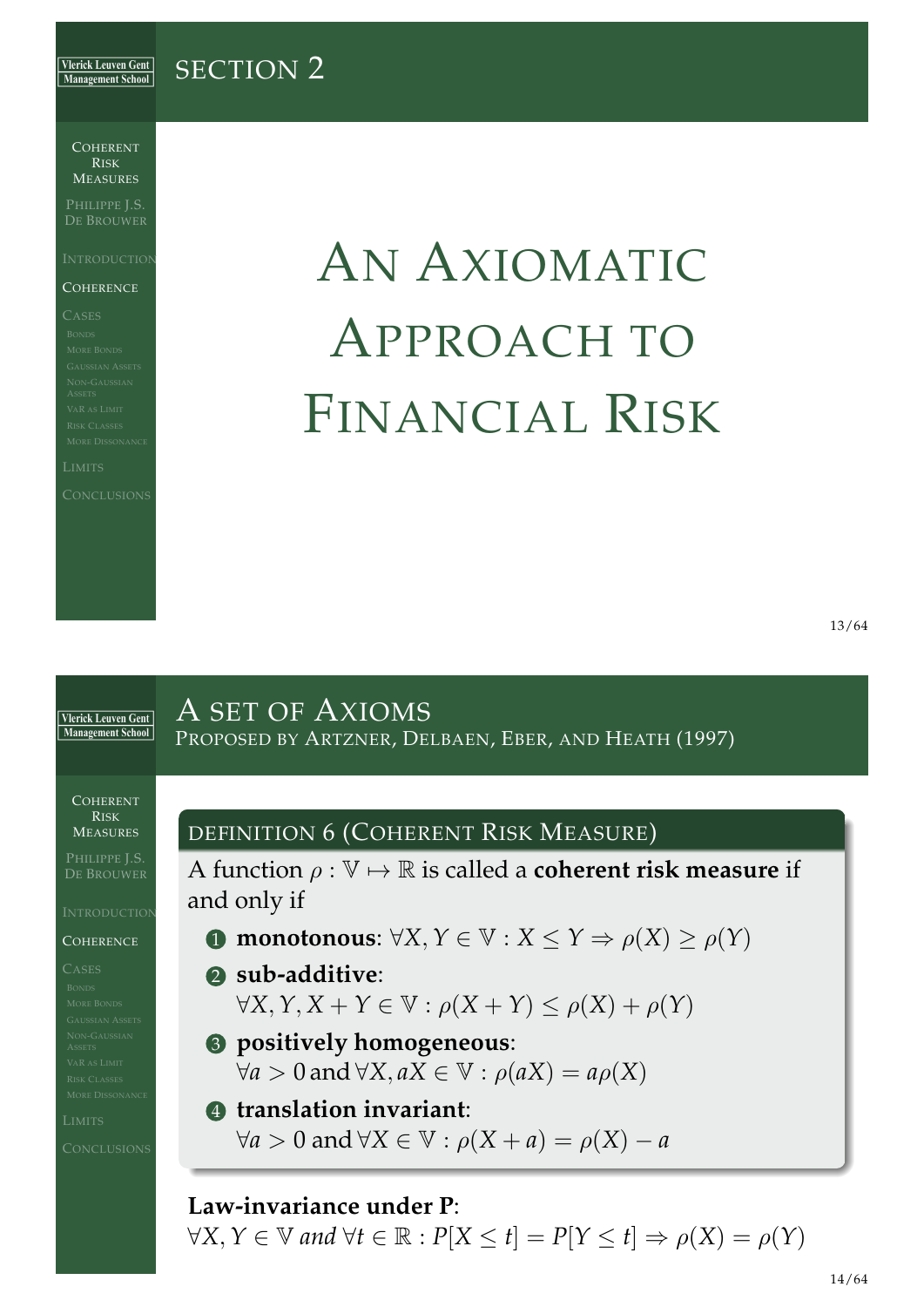# Section 2

# An Axiomatic Approach to Financial Risk

## A set of Axioms

### Proposed by Artzner, Delbaen, Eber, and Heath (1997)

**Definition 6 (Coherent Risk Measure)**

A function $\rho : \mathbb{V} \mapsto \mathbb{R}$ is called a **coherent risk measure** if and only if

1. **monotonous**: $\forall X, Y \in \mathbb{V} : X \leq Y \Rightarrow \rho(X) \geq \rho(Y)$
2. **sub-additive**: $\forall X, Y, X+Y \in \mathbb{V} : \rho(X+Y) \leq \rho(X) + \rho(Y)$
3. **positively homogeneous**: $\forall a > 0 \text{ and } \forall X, aX \in \mathbb{V} : \rho(aX) = a\rho(X)$
4. **translation invariant**: $\forall a > 0 \text{ and } \forall X \in \mathbb{V} : \rho(X+a) = \rho(X) - a$

**Law-invariance under P**:

$\forall X, Y \in \mathbb{V}$ *and* $\forall t \in \mathbb{R} : P[X \leq t] = P[Y \leq t] \Rightarrow \rho(X) = \rho(Y)$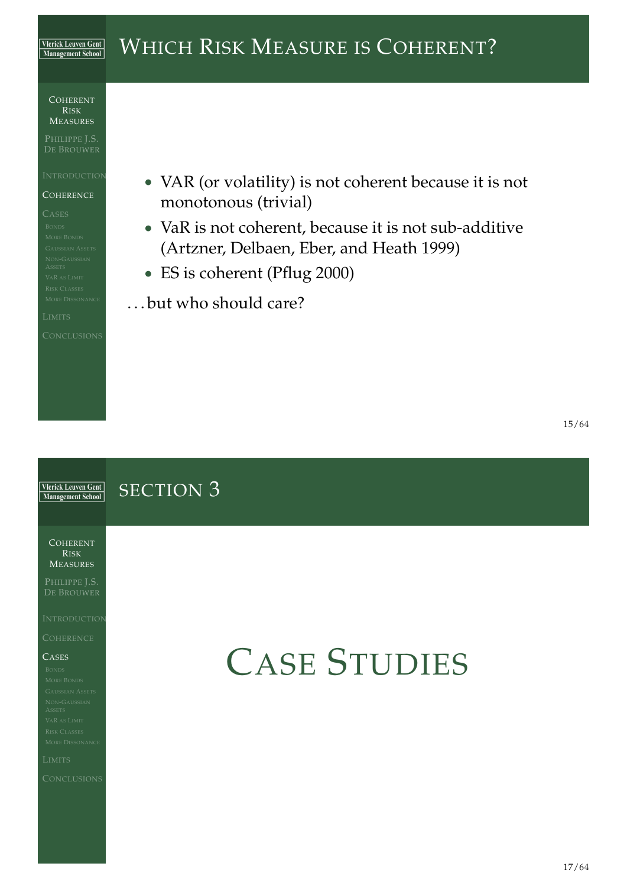## Which Risk Measure is Coherent?

- VAR (or volatility) is not coherent because it is not monotonous (trivial)
- VaR is not coherent, because it is not sub-additive (Artzner, Delbaen, Eber, and Heath 1999)
- ES is coherent (Pflug 2000)

. . . but who should care?

## Section 3

# Case Studies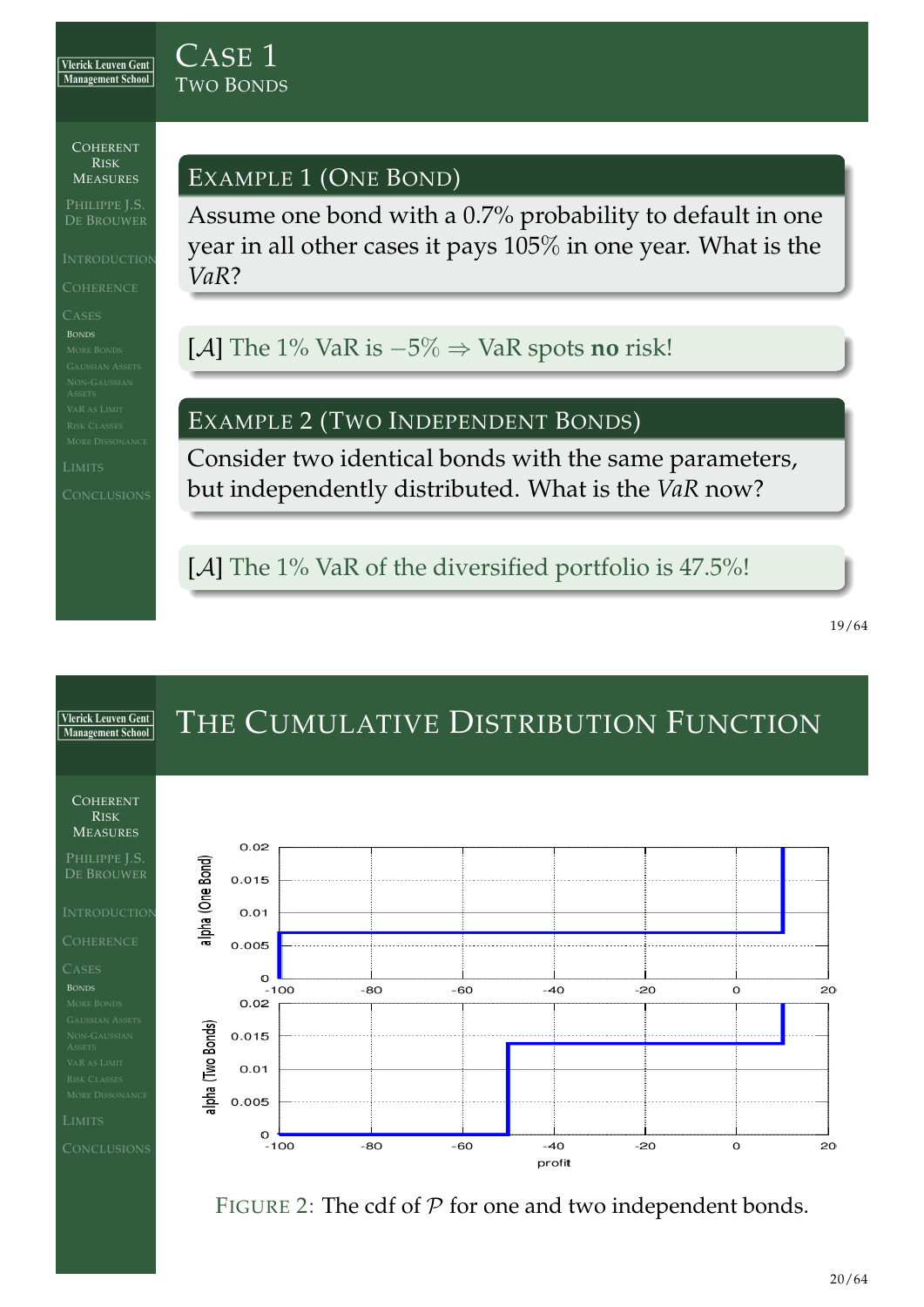# Case 1

## Two Bonds

### Example 1 (One Bond)

Assume one bond with a 0.7% probability to default in one year in all other cases it pays 105% in one year. What is the *VaR*?

[$\mathcal{A}$] The 1% VaR is $-5\%$ $\Rightarrow$ VaR spots **no** risk!

### Example 2 (Two Independent Bonds)

Consider two identical bonds with the same parameters, but independently distributed. What is the *VaR* now?

[$\mathcal{A}$] The 1% VaR of the diversified portfolio is 47.5%!

# The Cumulative Distribution Function

FIGURE 2: The cdf of $\mathcal{P}$ for one and two independent bonds.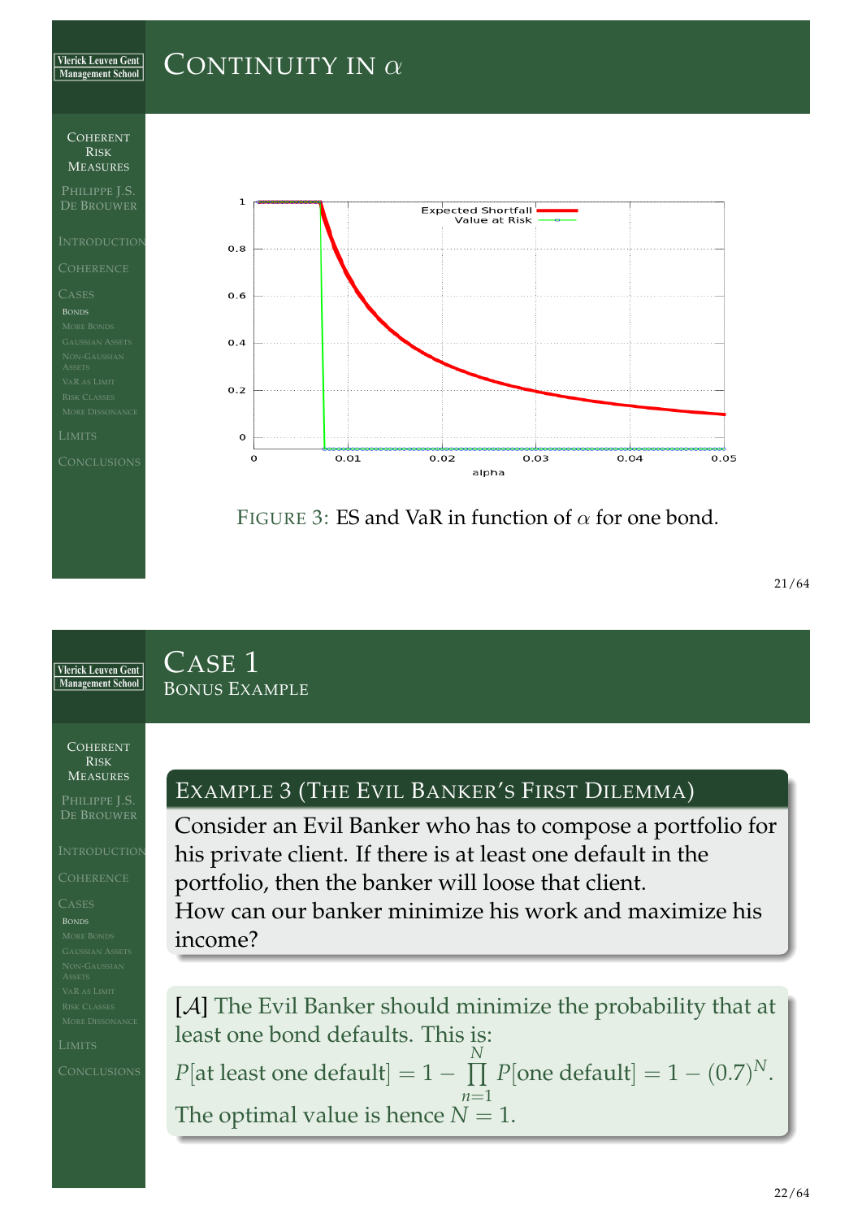# Continuity in $\alpha$

FIGURE 3: ES and VaR in function of $\alpha$ for one bond.

# Case 1

## Bonus Example

### Example 3 (The Evil Banker's First Dilemma)

Consider an Evil Banker who has to compose a portfolio for his private client. If there is at least one default in the portfolio, then the banker will loose that client.
How can our banker minimize his work and maximize his income?

[$\mathcal{A}$] The Evil Banker should minimize the probability that at least one bond defaults. This is:

$$P[\text{at least one default}] = 1 - \prod_{n=1}^{N} P[\text{one default}] = 1 - (0.7)^N.$$

The optimal value is hence $N = 1$.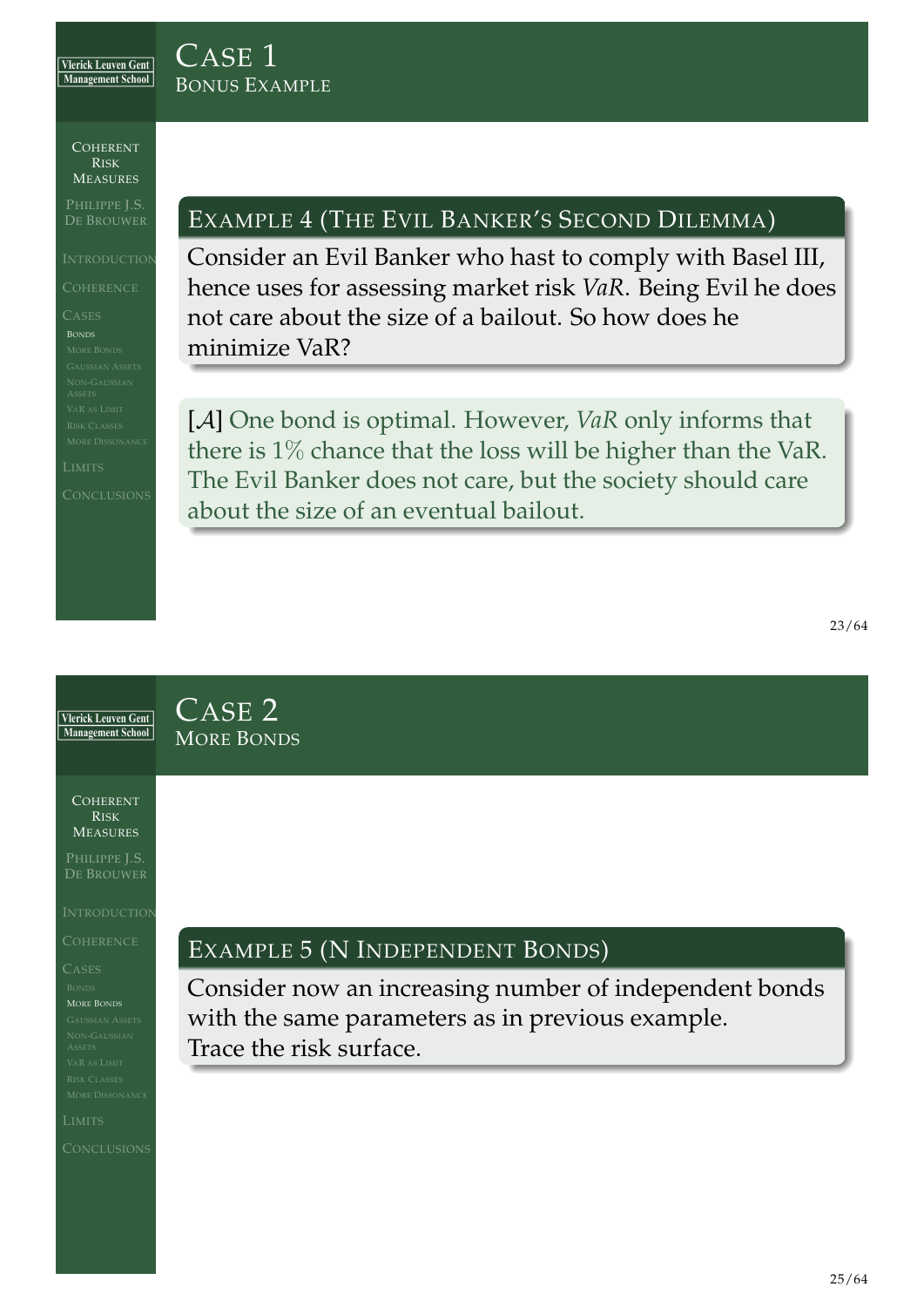# Case 1
## Bonus Example

### Example 4 (The Evil Banker's Second Dilemma)

Consider an Evil Banker who hast to comply with Basel III, hence uses for assessing market risk *VaR*. Being Evil he does not care about the size of a bailout. So how does he minimize VaR?

[$\mathcal{A}$] One bond is optimal. However, *VaR* only informs that there is 1% chance that the loss will be higher than the VaR. The Evil Banker does not care, but the society should care about the size of an eventual bailout.

# Case 2
## More Bonds

### Example 5 (N Independent Bonds)

Consider now an increasing number of independent bonds with the same parameters as in previous example.
Trace the risk surface.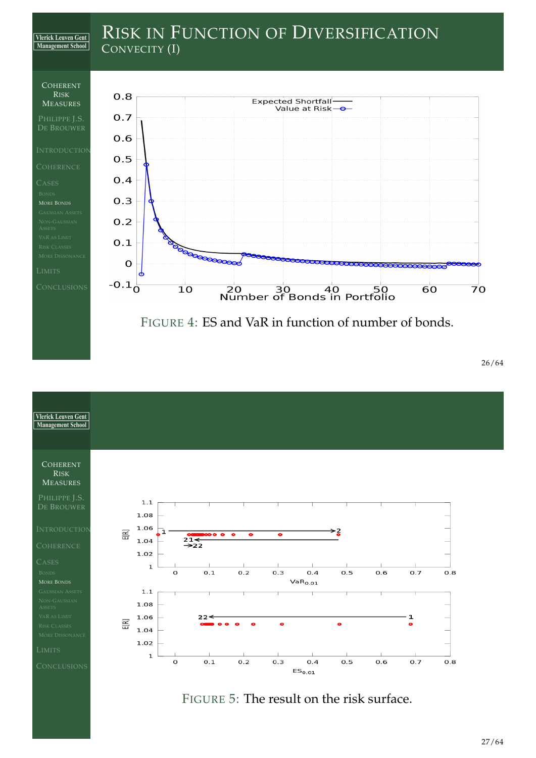# Risk in Function of Diversification

## Convexity (I)

FIGURE 4: ES and VaR in function of number of bonds.

FIGURE 5: The result on the risk surface.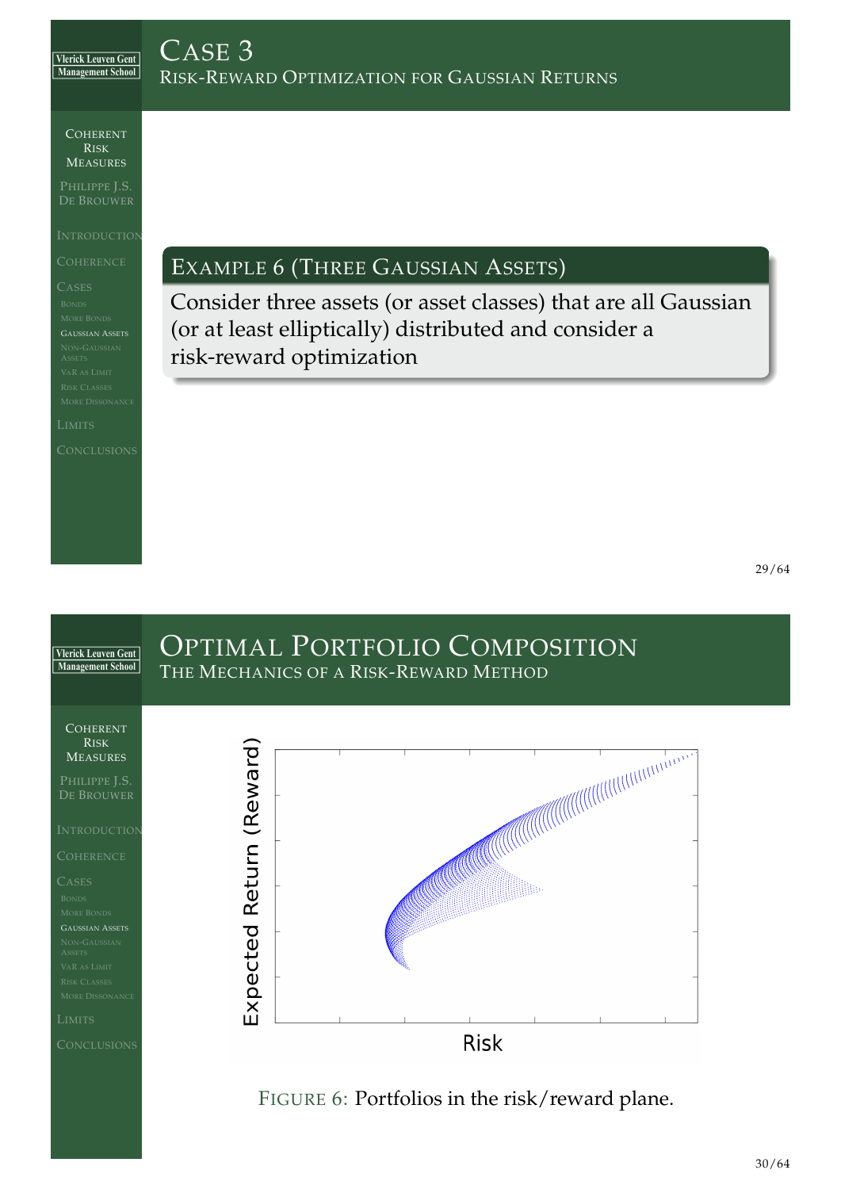# Case 3

## Risk-Reward Optimization for Gaussian Returns

**Example 6 (Three Gaussian Assets)**

Consider three assets (or asset classes) that are all Gaussian (or at least elliptically) distributed and consider a risk-reward optimization

# Optimal Portfolio Composition

## The Mechanics of a Risk-Reward Method

Figure 6: Portfolios in the risk/reward plane.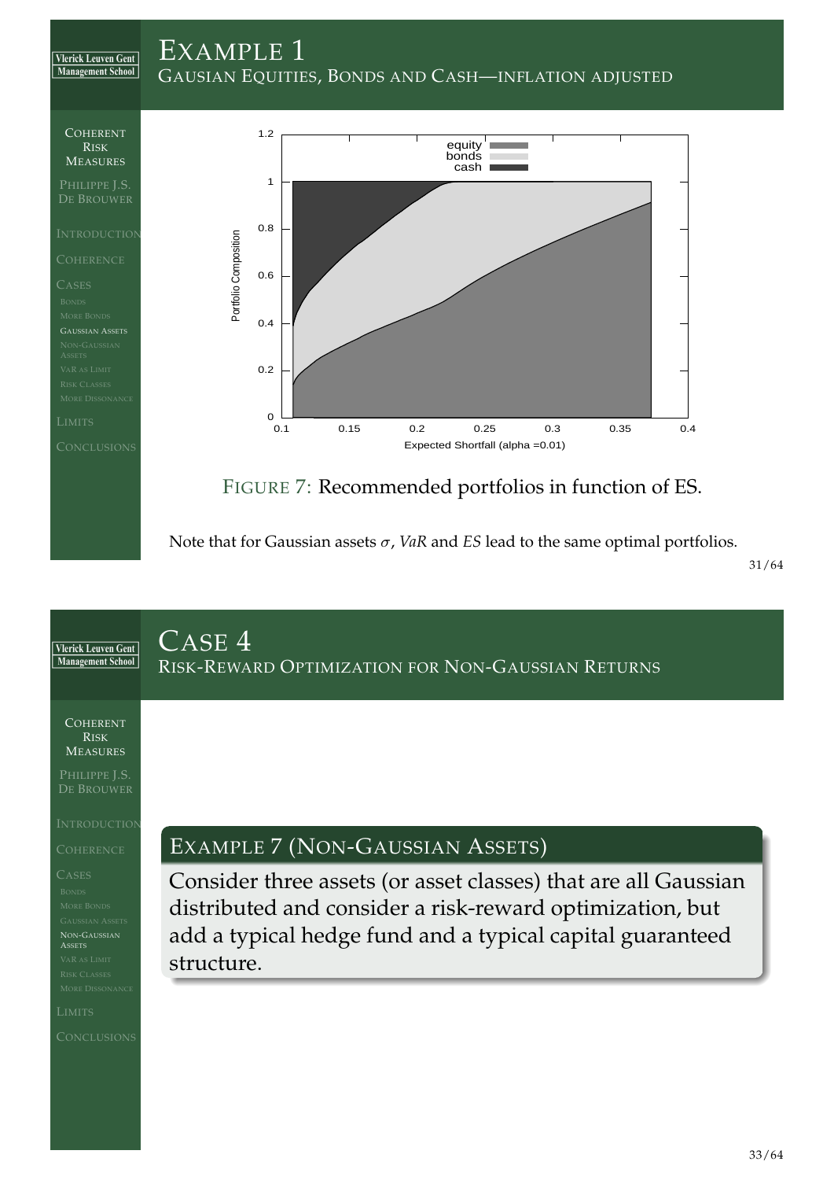# Example 1

## Gausian Equities, Bonds and Cash—inflation adjusted

FIGURE 7: Recommended portfolios in function of ES.

Note that for Gaussian assets $\sigma$, *VaR* and *ES* lead to the same optimal portfolios.

# Case 4

## Risk-Reward Optimization for Non-Gaussian Returns

### Example 7 (Non-Gaussian Assets)

Consider three assets (or asset classes) that are all Gaussian distributed and consider a risk-reward optimization, but add a typical hedge fund and a typical capital guaranteed structure.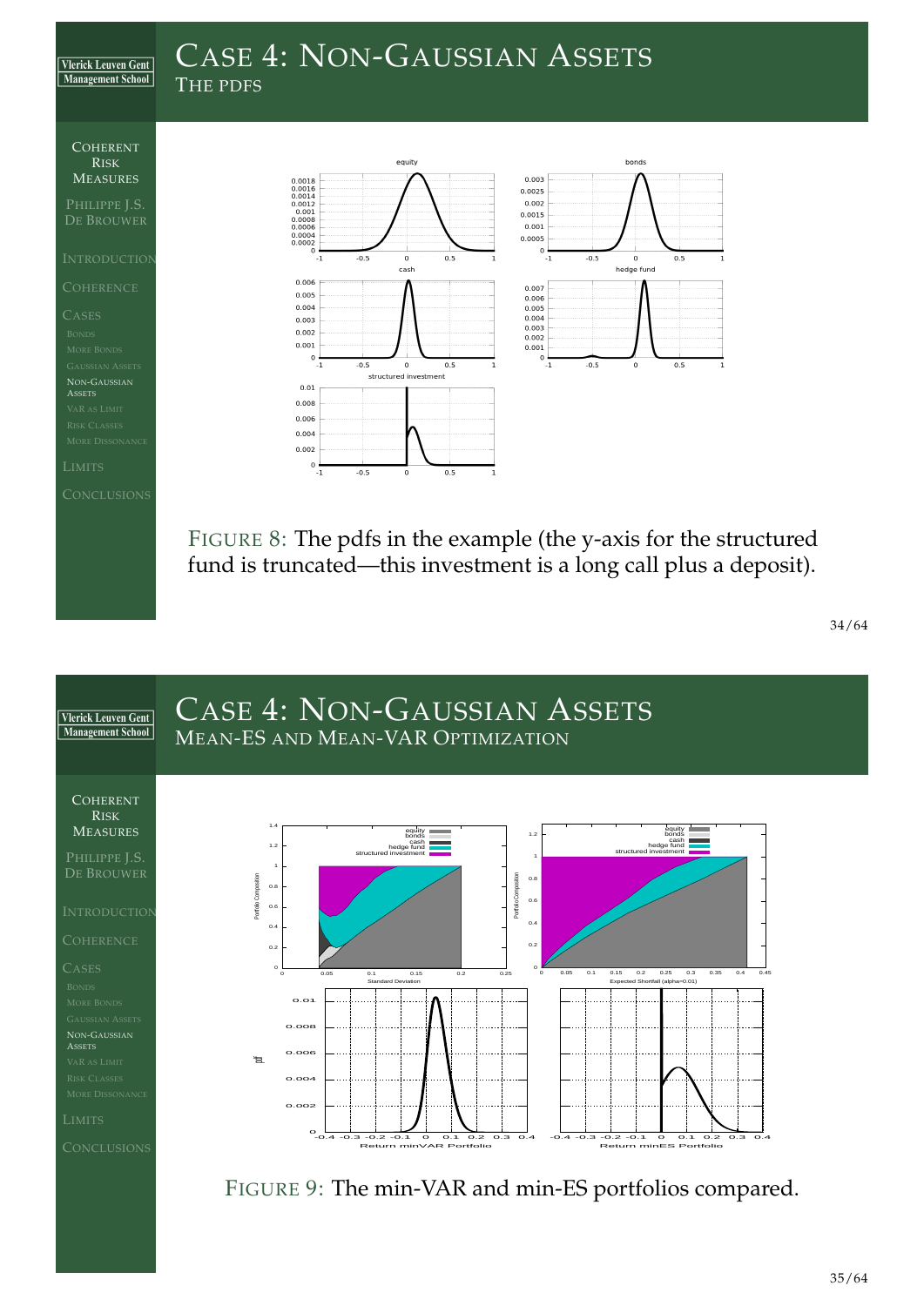# Case 4: Non-Gaussian Assets

## The pdfs

Figure 8: The pdfs in the example (the y-axis for the structured fund is truncated—this investment is a long call plus a deposit).

# Case 4: Non-Gaussian Assets

## Mean-ES and Mean-VaR Optimization

Figure 9: The min-VAR and min-ES portfolios compared.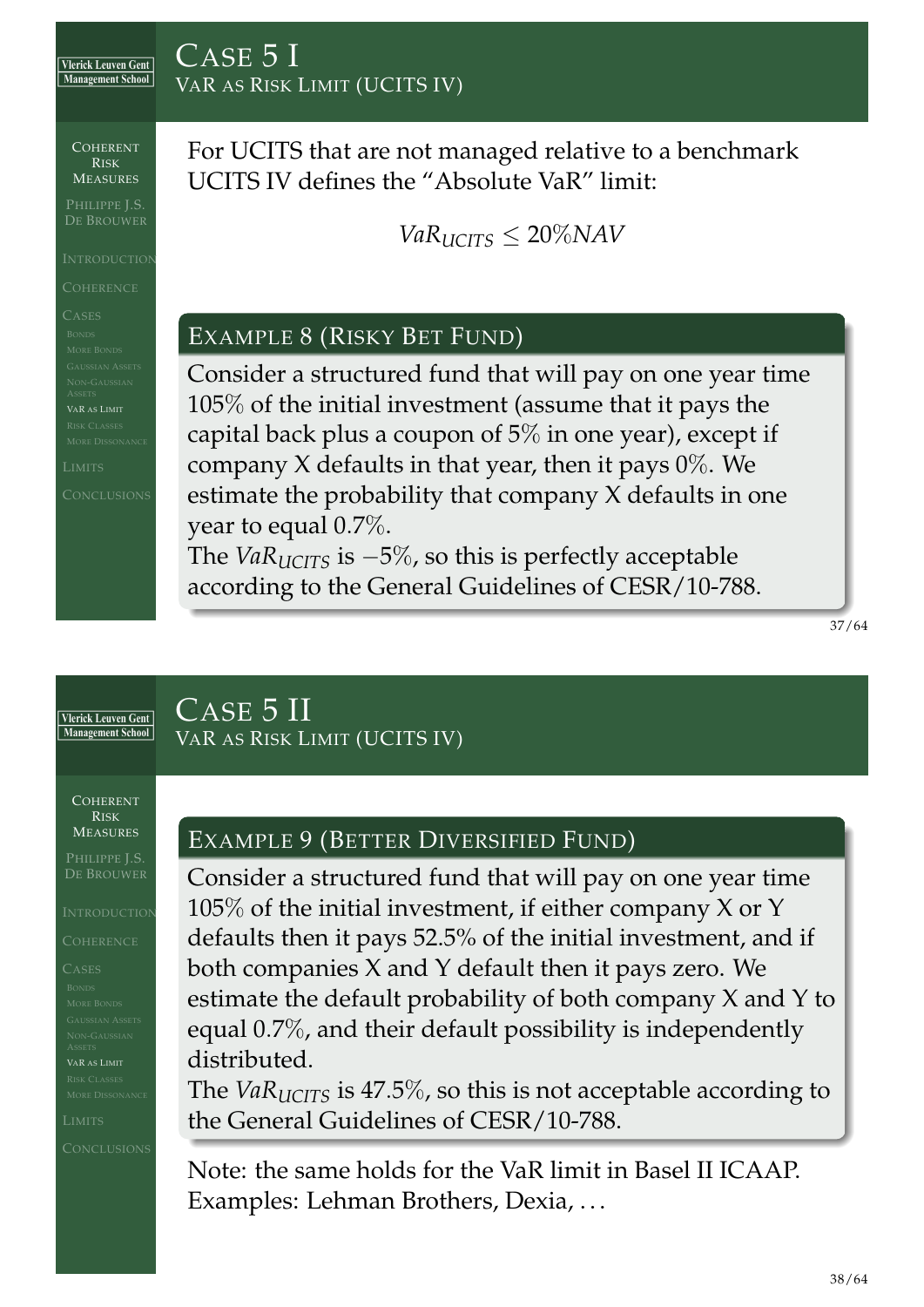# Case 5 I

## VaR as Risk Limit (UCITS IV)

For UCITS that are not managed relative to a benchmark UCITS IV defines the "Absolute VaR" limit:

$$VaR_{UCITS} \leq 20\%NAV$$

### Example 8 (Risky Bet Fund)

Consider a structured fund that will pay on one year time 105% of the initial investment (assume that it pays the capital back plus a coupon of 5% in one year), except if company X defaults in that year, then it pays 0%. We estimate the probability that company X defaults in one year to equal 0.7%.

The $VaR_{UCITS}$ is $-5\%$, so this is perfectly acceptable according to the General Guidelines of CESR/10-788.

# Case 5 II

## VaR as Risk Limit (UCITS IV)

### Example 9 (Better Diversified Fund)

Consider a structured fund that will pay on one year time 105% of the initial investment, if either company X or Y defaults then it pays 52.5% of the initial investment, and if both companies X and Y default then it pays zero. We estimate the default probability of both company X and Y to equal 0.7%, and their default possibility is independently distributed.

The $VaR_{UCITS}$ is 47.5%, so this is not acceptable according to the General Guidelines of CESR/10-788.

Note: the same holds for the VaR limit in Basel II ICAAP. Examples: Lehman Brothers, Dexia, …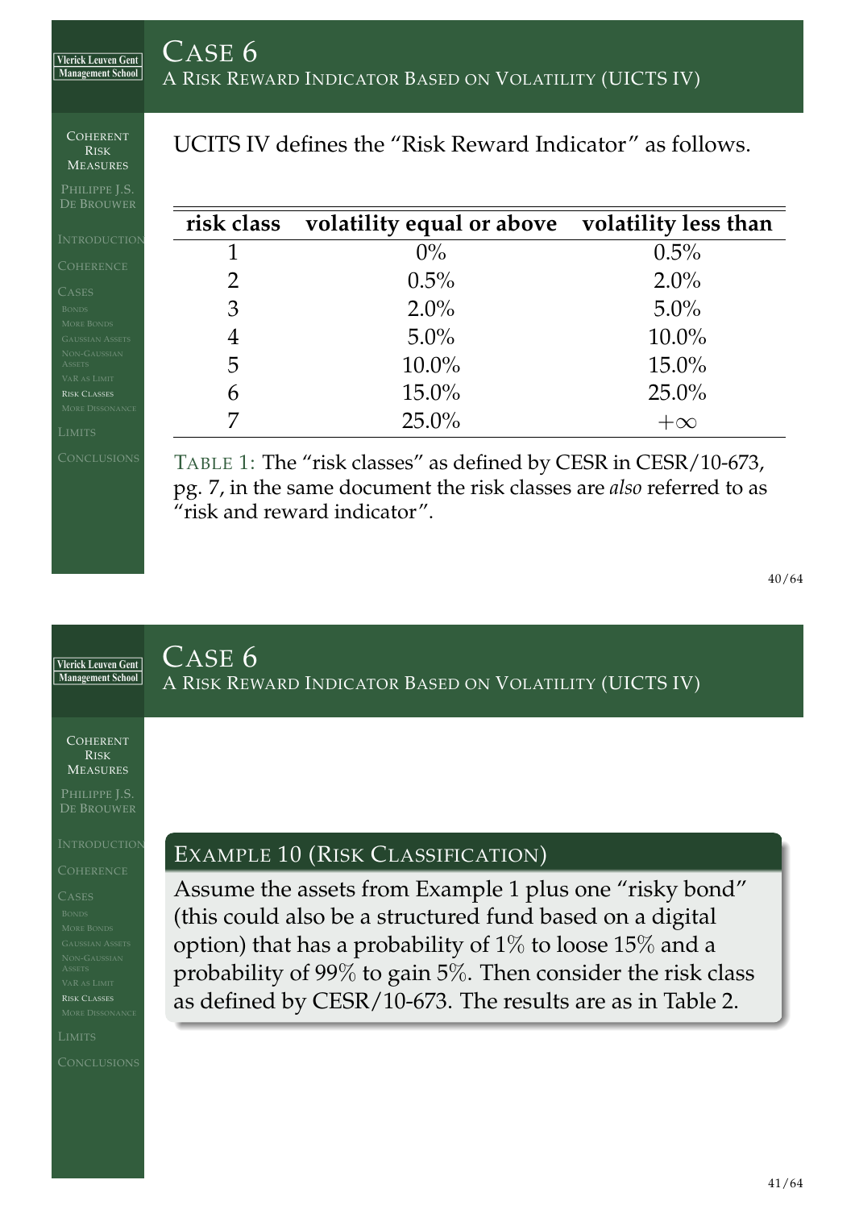# Case 6
## A Risk Reward Indicator Based on Volatility (UICTS IV)

UCITS IV defines the "Risk Reward Indicator" as follows.

| risk class | volatility equal or above | volatility less than |
|---|---|---|
| 1 | 0% | 0.5% |
| 2 | 0.5% | 2.0% |
| 3 | 2.0% | 5.0% |
| 4 | 5.0% | 10.0% |
| 5 | 10.0% | 15.0% |
| 6 | 15.0% | 25.0% |
| 7 | 25.0% | $+\infty$ |

Table 1: The "risk classes" as defined by CESR in CESR/10-673, pg. 7, in the same document the risk classes are *also* referred to as "risk and reward indicator".

# Case 6
## A Risk Reward Indicator Based on Volatility (UICTS IV)

**Example 10 (Risk Classification)**

Assume the assets from Example 1 plus one "risky bond" (this could also be a structured fund based on a digital option) that has a probability of 1% to loose 15% and a probability of 99% to gain 5%. Then consider the risk class as defined by CESR/10-673. The results are as in Table 2.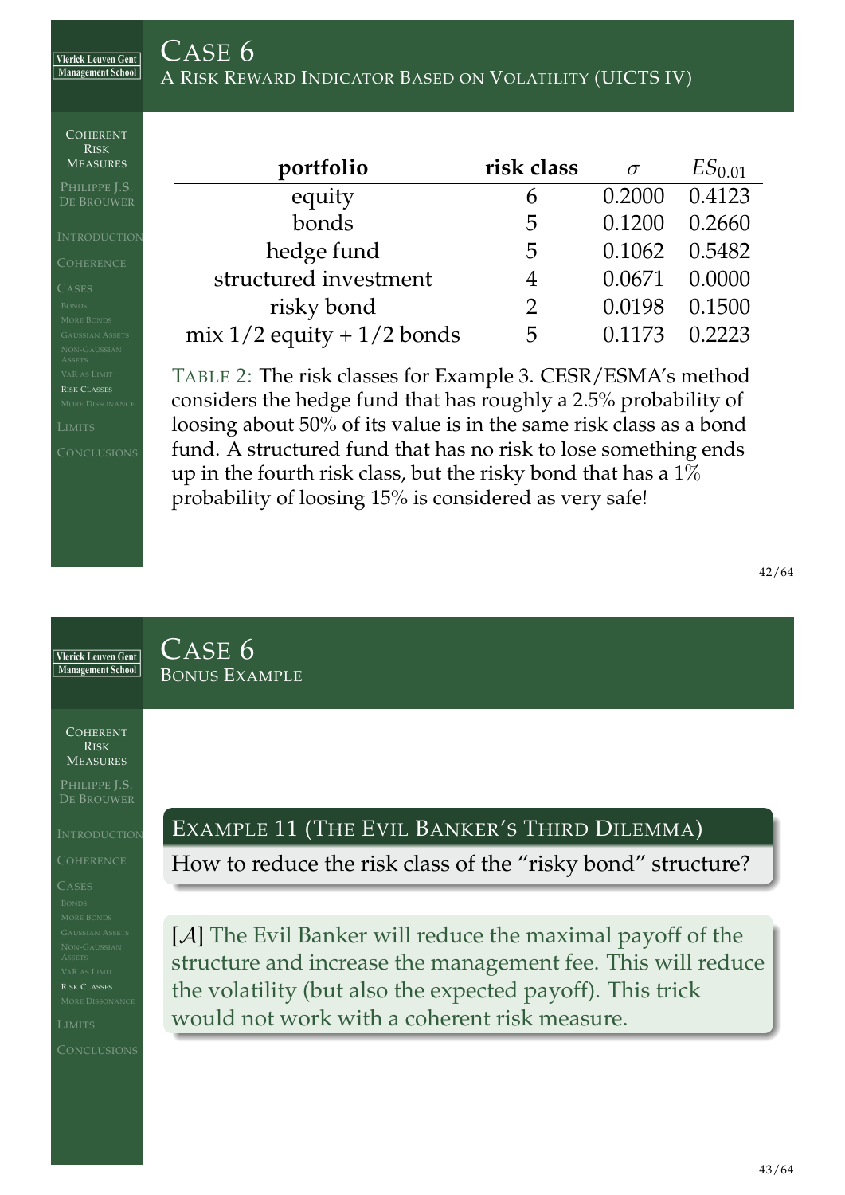# Case 6

## A Risk Reward Indicator Based on Volatility (UICTS IV)

| portfolio | risk class | $\sigma$ | $ES_{0.01}$ |
|---|---|---|---|
| equity | 6 | 0.2000 | 0.4123 |
| bonds | 5 | 0.1200 | 0.2660 |
| hedge fund | 5 | 0.1062 | 0.5482 |
| structured investment | 4 | 0.0671 | 0.0000 |
| risky bond | 2 | 0.0198 | 0.1500 |
| mix 1/2 equity + 1/2 bonds | 5 | 0.1173 | 0.2223 |

TABLE 2: The risk classes for Example 3. CESR/ESMA's method considers the hedge fund that has roughly a 2.5% probability of loosing about 50% of its value is in the same risk class as a bond fund. A structured fund that has no risk to lose something ends up in the fourth risk class, but the risky bond that has a 1% probability of loosing 15% is considered as very safe!

# Case 6

## Bonus Example

**Example 11 (The Evil Banker's Third Dilemma)**

How to reduce the risk class of the "risky bond" structure?

[$\mathcal{A}$] The Evil Banker will reduce the maximal payoff of the structure and increase the management fee. This will reduce the volatility (but also the expected payoff). This trick would not work with a coherent risk measure.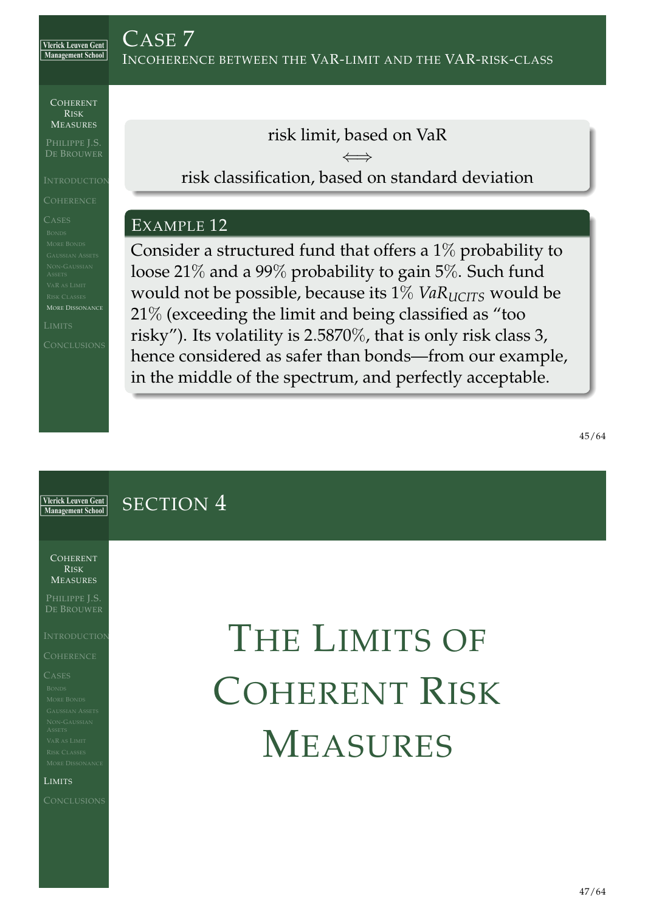# Case 7

## Incoherence between the VaR-limit and the VaR-risk-class

risk limit, based on VaR

$\Longleftrightarrow$

risk classification, based on standard deviation

### Example 12

Consider a structured fund that offers a 1% probability to loose 21% and a 99% probability to gain 5%. Such fund would not be possible, because its 1% $VaR_{UCITS}$ would be 21% (exceeding the limit and being classified as “too risky”). Its volatility is 2.5870%, that is only risk class 3, hence considered as safer than bonds—from our example, in the middle of the spectrum, and perfectly acceptable.

# Section 4

# The Limits of Coherent Risk Measures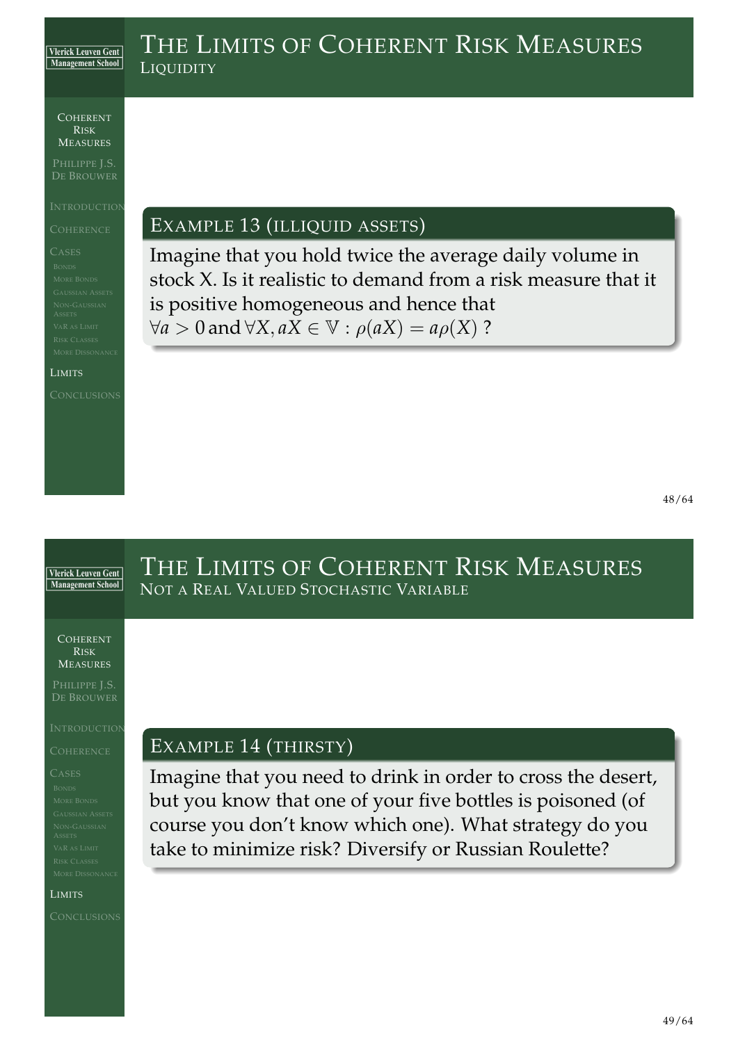# The Limits of Coherent Risk Measures

## Liquidity

### Example 13 (illiquid assets)

Imagine that you hold twice the average daily volume in stock X. Is it realistic to demand from a risk measure that it is positive homogeneous and hence that $\forall a > 0$ and $\forall X, aX \in \mathbb{V} : \rho(aX) = a\rho(X)$ ?

# The Limits of Coherent Risk Measures

## Not a Real Valued Stochastic Variable

### Example 14 (thirsty)

Imagine that you need to drink in order to cross the desert, but you know that one of your five bottles is poisoned (of course you don't know which one). What strategy do you take to minimize risk? Diversify or Russian Roulette?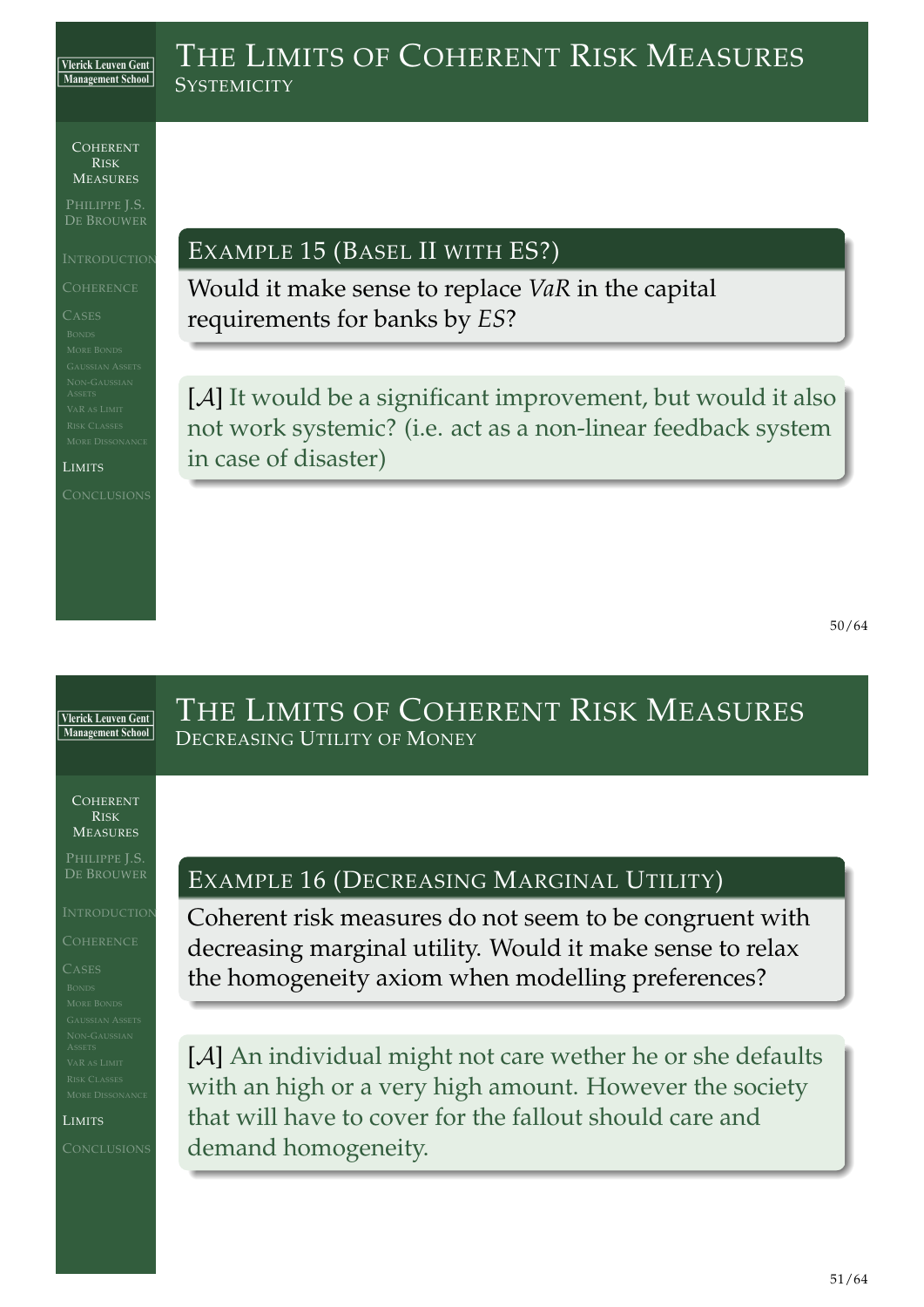# The Limits of Coherent Risk Measures

## Systemicity

### Example 15 (Basel II with ES?)

Would it make sense to replace *VaR* in the capital requirements for banks by *ES*?

[$\mathcal{A}$] It would be a significant improvement, but would it also not work systemic? (i.e. act as a non-linear feedback system in case of disaster)

# The Limits of Coherent Risk Measures

## Decreasing Utility of Money

### Example 16 (Decreasing Marginal Utility)

Coherent risk measures do not seem to be congruent with decreasing marginal utility. Would it make sense to relax the homogeneity axiom when modelling preferences?

[$\mathcal{A}$] An individual might not care wether he or she defaults with an high or a very high amount. However the society that will have to cover for the fallout should care and demand homogeneity.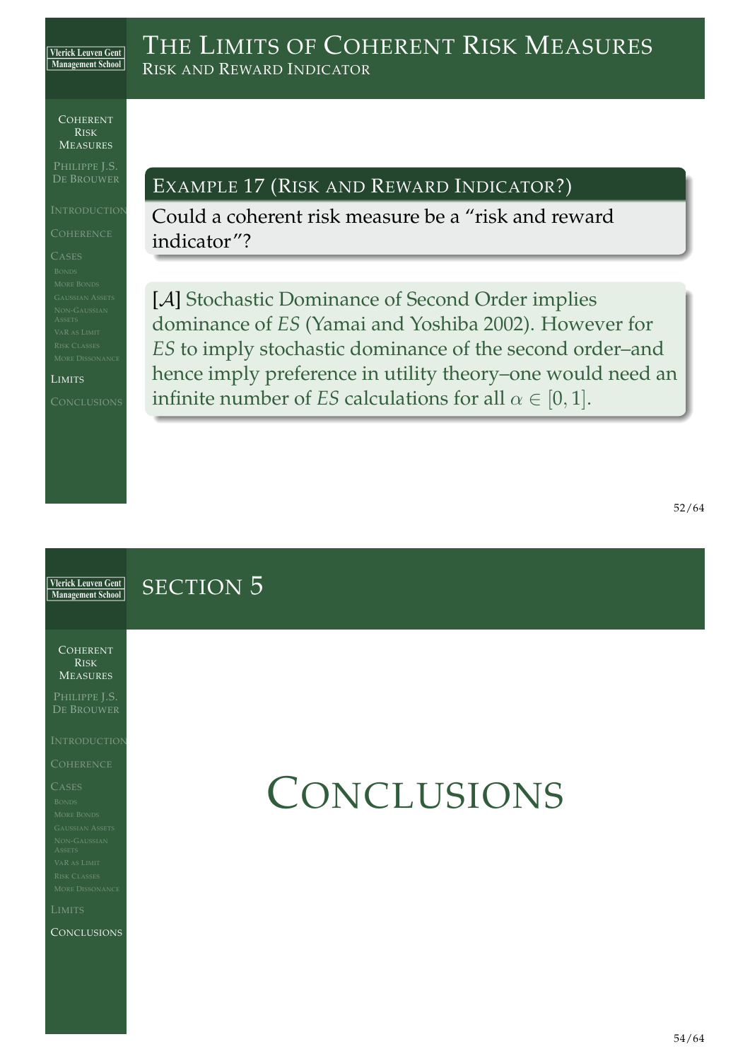# The Limits of Coherent Risk Measures

## Risk and Reward Indicator

**Example 17 (Risk and Reward Indicator?)**

Could a coherent risk measure be a "risk and reward indicator"?

[$\mathcal{A}$] Stochastic Dominance of Second Order implies dominance of *ES* (Yamai and Yoshiba 2002). However for *ES* to imply stochastic dominance of the second order–and hence imply preference in utility theory–one would need an infinite number of *ES* calculations for all $\alpha \in [0, 1]$.

# Section 5

# Conclusions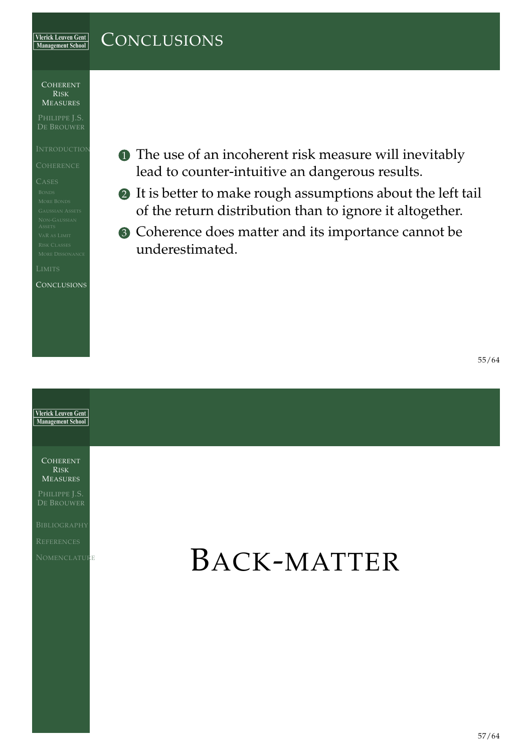# Conclusions

1. The use of an incoherent risk measure will inevitably lead to counter-intuitive an dangerous results.
2. It is better to make rough assumptions about the left tail of the return distribution than to ignore it altogether.
3. Coherence does matter and its importance cannot be underestimated.

# Back-matter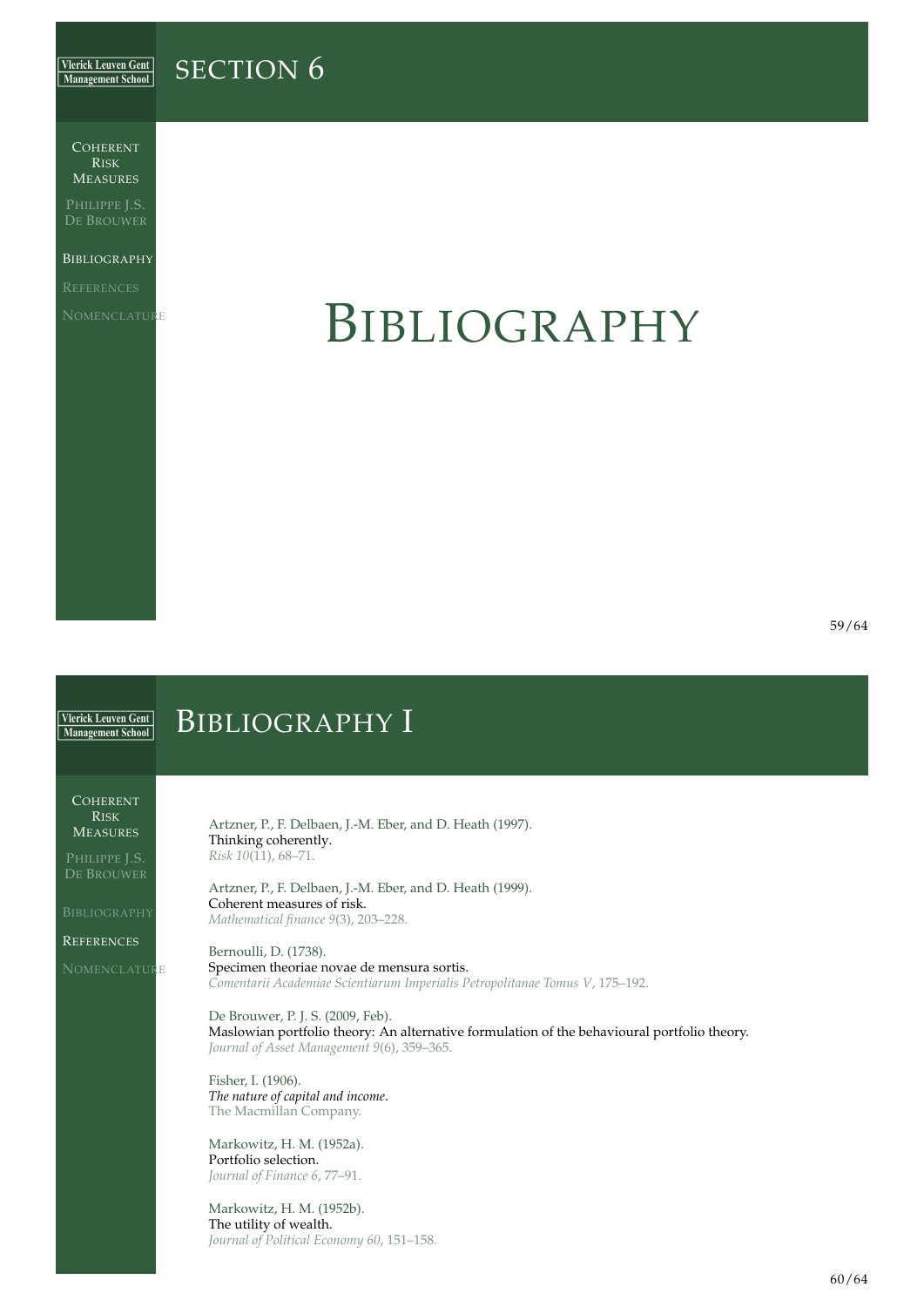# Bibliography

## Bibliography I

Artzner, P., F. Delbaen, J.-M. Eber, and D. Heath (1997).
Thinking coherently.
*Risk 10*(11), 68–71.

Artzner, P., F. Delbaen, J.-M. Eber, and D. Heath (1999).
Coherent measures of risk.
*Mathematical finance 9*(3), 203–228.

Bernoulli, D. (1738).
Specimen theoriae novae de mensura sortis.
*Comentarii Academiae Scientiarum Imperialis Petropolitanae Tomus V*, 175–192.

De Brouwer, P. J. S. (2009, Feb).
Maslowian portfolio theory: An alternative formulation of the behavioural portfolio theory.
*Journal of Asset Management 9*(6), 359–365.

Fisher, I. (1906).
*The nature of capital and income*.
The Macmillan Company.

Markowitz, H. M. (1952a).
Portfolio selection.
*Journal of Finance 6*, 77–91.

Markowitz, H. M. (1952b).
The utility of wealth.
*Journal of Political Economy 60*, 151–158.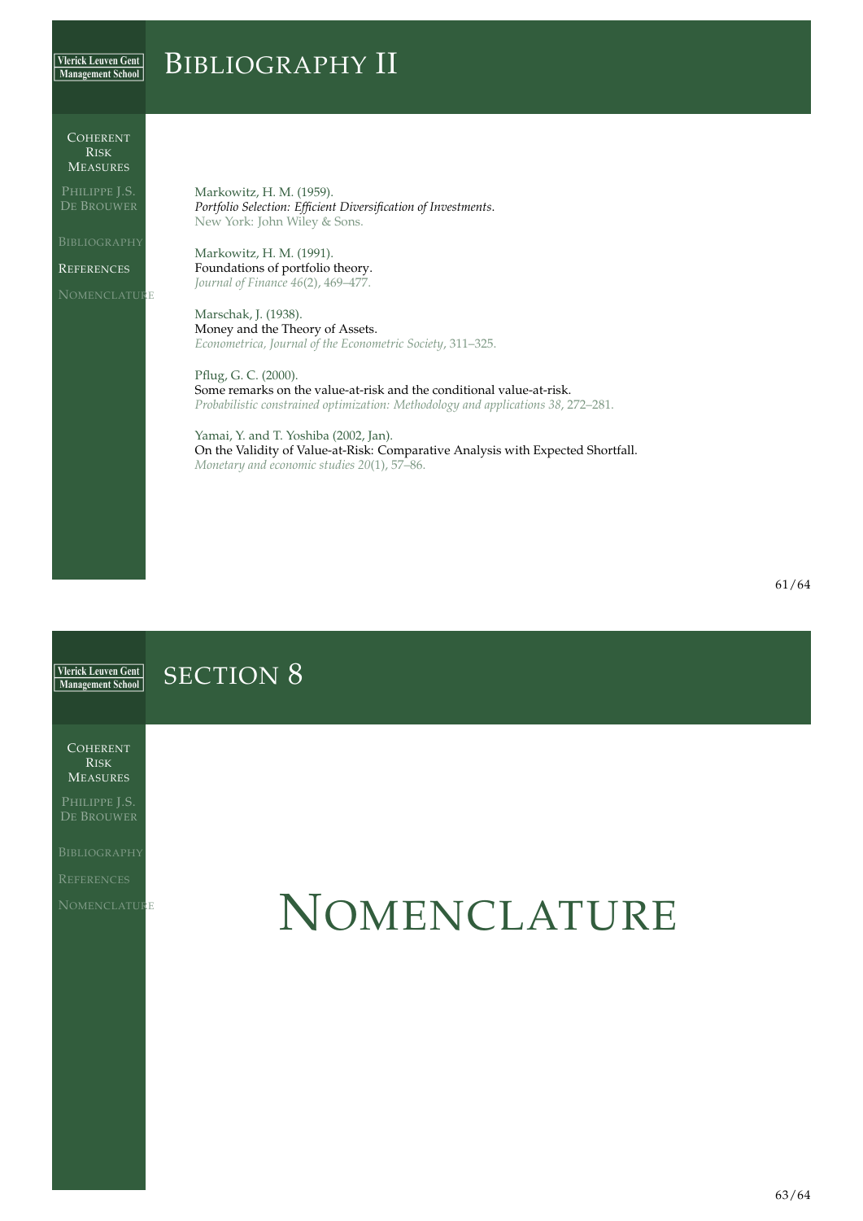# Bibliography II

Markowitz, H. M. (1959).
*Portfolio Selection: Efficient Diversification of Investments.*
New York: John Wiley & Sons.

Markowitz, H. M. (1991).
Foundations of portfolio theory.
*Journal of Finance 46*(2), 469–477.

Marschak, J. (1938).
Money and the Theory of Assets.
*Econometrica, Journal of the Econometric Society*, 311–325.

Pflug, G. C. (2000).
Some remarks on the value-at-risk and the conditional value-at-risk.
*Probabilistic constrained optimization: Methodology and applications 38*, 272–281.

Yamai, Y. and T. Yoshiba (2002, Jan).
On the Validity of Value-at-Risk: Comparative Analysis with Expected Shortfall.
*Monetary and economic studies 20*(1), 57–86.

# Section 8

# Nomenclature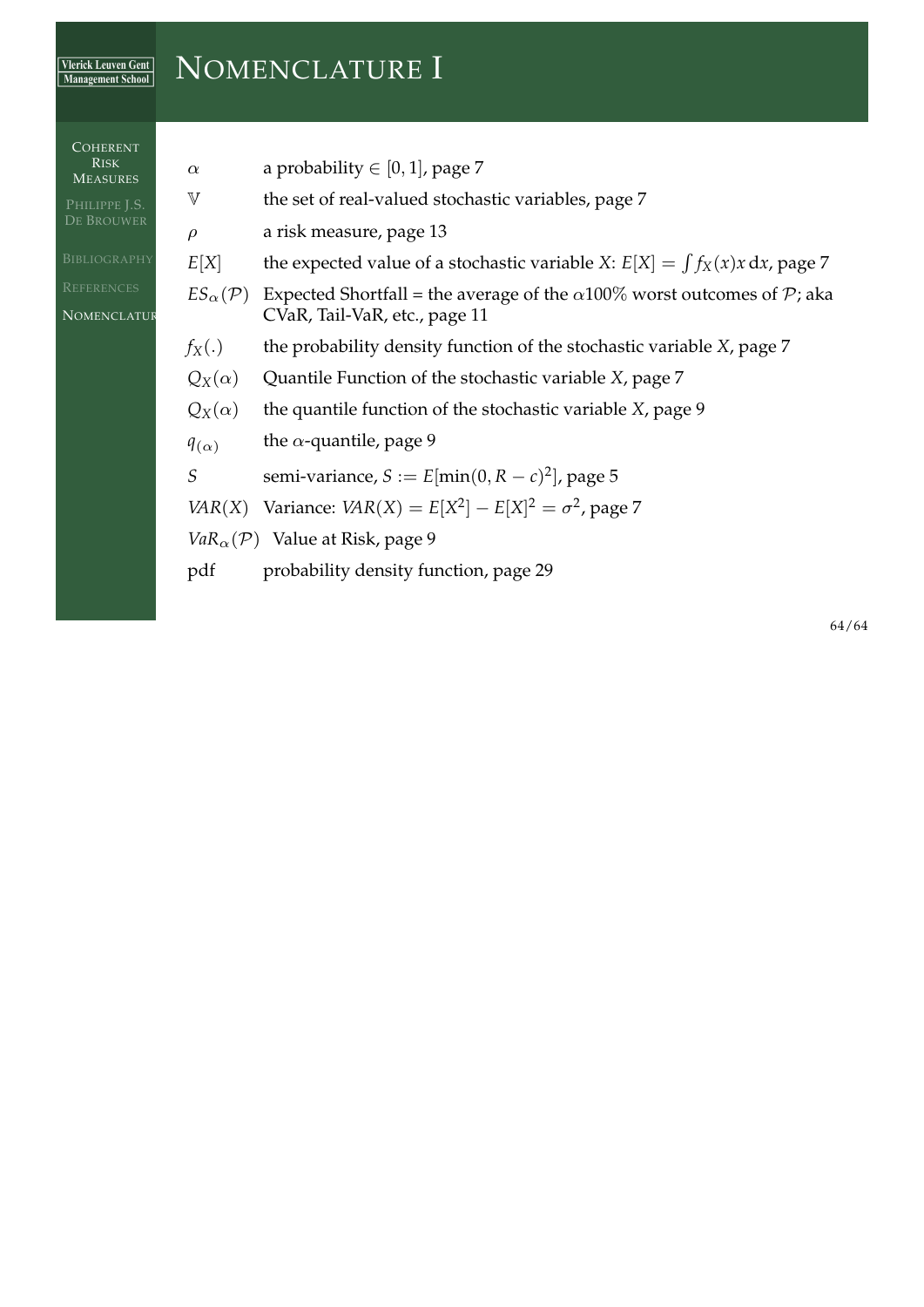# Nomenclature I

| | |
|---|---|
| $\alpha$ | a probability $\in [0, 1]$, page 7 |
| $\mathbb{V}$ | the set of real-valued stochastic variables, page 7 |
| $\rho$ | a risk measure, page 13 |
| $E[X]$ | the expected value of a stochastic variable $X$: $E[X] = \int f_X(x)x\,\mathrm{d}x$, page 7 |
| $ES_\alpha(\mathcal{P})$ | Expected Shortfall = the average of the $\alpha 100\%$ worst outcomes of $\mathcal{P}$; aka CVaR, Tail-VaR, etc., page 11 |
| $f_X(.)$ | the probability density function of the stochastic variable $X$, page 7 |
| $Q_X(\alpha)$ | Quantile Function of the stochastic variable $X$, page 7 |
| $Q_X(\alpha)$ | the quantile function of the stochastic variable $X$, page 9 |
| $q_{(\alpha)}$ | the $\alpha$-quantile, page 9 |
| $S$ | semi-variance, $S := E[\min(0, R - c)^2]$, page 5 |
| $VAR(X)$ | Variance: $VAR(X) = E[X^2] - E[X]^2 = \sigma^2$, page 7 |
| $VaR_\alpha(\mathcal{P})$ | Value at Risk, page 9 |
| pdf | probability density function, page 29 |